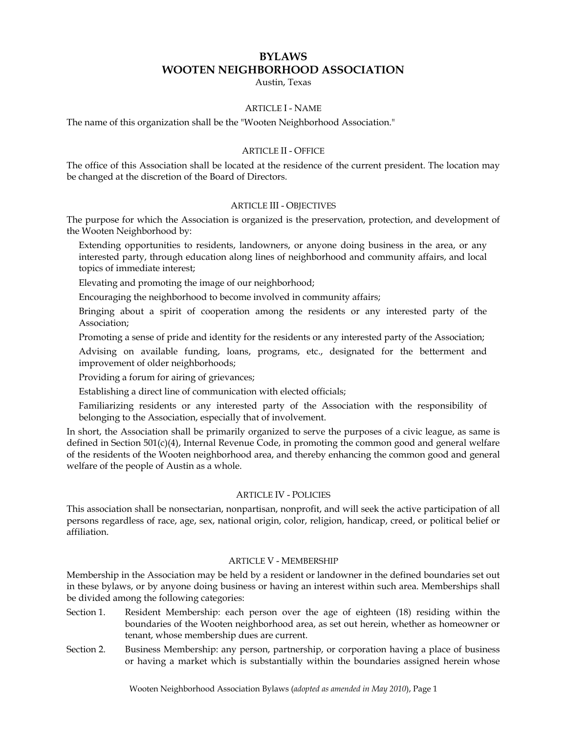# BYLAWS
# WOOTEN NEIGHBORHOOD ASSOCIATION

Austin, Texas

## ARTICLE I - NAME

The name of this organization shall be the "Wooten Neighborhood Association."

## ARTICLE II - OFFICE

The office of this Association shall be located at the residence of the current president. The location may be changed at the discretion of the Board of Directors.

## ARTICLE III - OBJECTIVES

The purpose for which the Association is organized is the preservation, protection, and development of the Wooten Neighborhood by:

Extending opportunities to residents, landowners, or anyone doing business in the area, or any interested party, through education along lines of neighborhood and community affairs, and local topics of immediate interest;

Elevating and promoting the image of our neighborhood;

Encouraging the neighborhood to become involved in community affairs;

Bringing about a spirit of cooperation among the residents or any interested party of the Association;

Promoting a sense of pride and identity for the residents or any interested party of the Association;

Advising on available funding, loans, programs, etc., designated for the betterment and improvement of older neighborhoods;

Providing a forum for airing of grievances;

Establishing a direct line of communication with elected officials;

Familiarizing residents or any interested party of the Association with the responsibility of belonging to the Association, especially that of involvement.

In short, the Association shall be primarily organized to serve the purposes of a civic league, as same is defined in Section 501(c)(4), Internal Revenue Code, in promoting the common good and general welfare of the residents of the Wooten neighborhood area, and thereby enhancing the common good and general welfare of the people of Austin as a whole.

## ARTICLE IV - POLICIES

This association shall be nonsectarian, nonpartisan, nonprofit, and will seek the active participation of all persons regardless of race, age, sex, national origin, color, religion, handicap, creed, or political belief or affiliation.

## ARTICLE V - MEMBERSHIP

Membership in the Association may be held by a resident or landowner in the defined boundaries set out in these bylaws, or by anyone doing business or having an interest within such area. Memberships shall be divided among the following categories:

Section 1. Resident Membership: each person over the age of eighteen (18) residing within the boundaries of the Wooten neighborhood area, as set out herein, whether as homeowner or tenant, whose membership dues are current.

Section 2. Business Membership: any person, partnership, or corporation having a place of business or having a market which is substantially within the boundaries assigned herein whose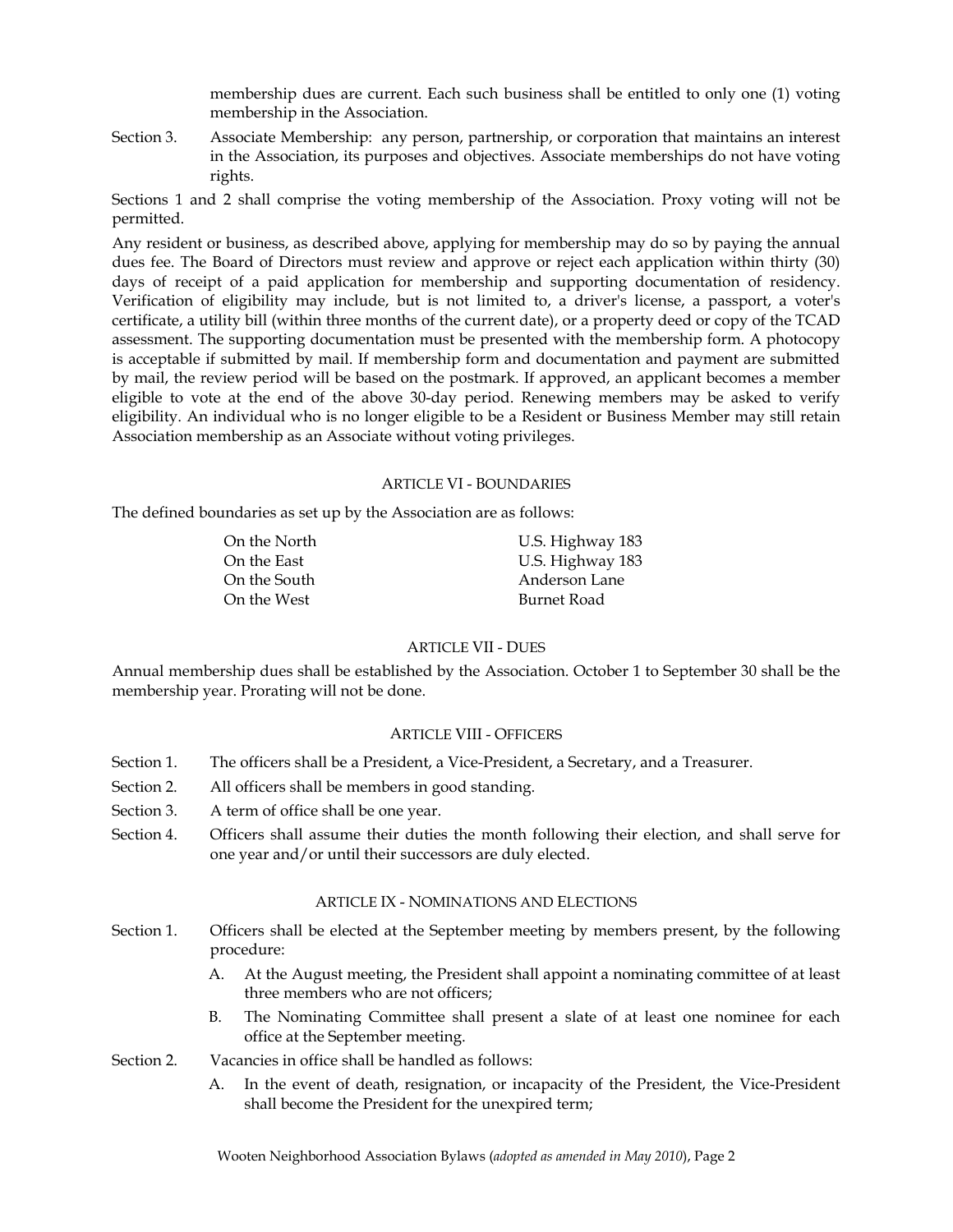membership dues are current. Each such business shall be entitled to only one (1) voting membership in the Association.

Section 3. Associate Membership: any person, partnership, or corporation that maintains an interest in the Association, its purposes and objectives. Associate memberships do not have voting rights.

Sections 1 and 2 shall comprise the voting membership of the Association. Proxy voting will not be permitted.

Any resident or business, as described above, applying for membership may do so by paying the annual dues fee. The Board of Directors must review and approve or reject each application within thirty (30) days of receipt of a paid application for membership and supporting documentation of residency. Verification of eligibility may include, but is not limited to, a driver's license, a passport, a voter's certificate, a utility bill (within three months of the current date), or a property deed or copy of the TCAD assessment. The supporting documentation must be presented with the membership form. A photocopy is acceptable if submitted by mail. If membership form and documentation and payment are submitted by mail, the review period will be based on the postmark. If approved, an applicant becomes a member eligible to vote at the end of the above 30-day period. Renewing members may be asked to verify eligibility. An individual who is no longer eligible to be a Resident or Business Member may still retain Association membership as an Associate without voting privileges.

## ARTICLE VI - BOUNDARIES

The defined boundaries as set up by the Association are as follows:

| | |
|---|---|
| On the North | U.S. Highway 183 |
| On the East | U.S. Highway 183 |
| On the South | Anderson Lane |
| On the West | Burnet Road |

## ARTICLE VII - DUES

Annual membership dues shall be established by the Association. October 1 to September 30 shall be the membership year. Prorating will not be done.

## ARTICLE VIII - OFFICERS

Section 1. The officers shall be a President, a Vice-President, a Secretary, and a Treasurer.

Section 2. All officers shall be members in good standing.

Section 3. A term of office shall be one year.

Section 4. Officers shall assume their duties the month following their election, and shall serve for one year and/or until their successors are duly elected.

## ARTICLE IX - NOMINATIONS AND ELECTIONS

Section 1. Officers shall be elected at the September meeting by members present, by the following procedure:

A. At the August meeting, the President shall appoint a nominating committee of at least three members who are not officers;

B. The Nominating Committee shall present a slate of at least one nominee for each office at the September meeting.

Section 2. Vacancies in office shall be handled as follows:

A. In the event of death, resignation, or incapacity of the President, the Vice-President shall become the President for the unexpired term;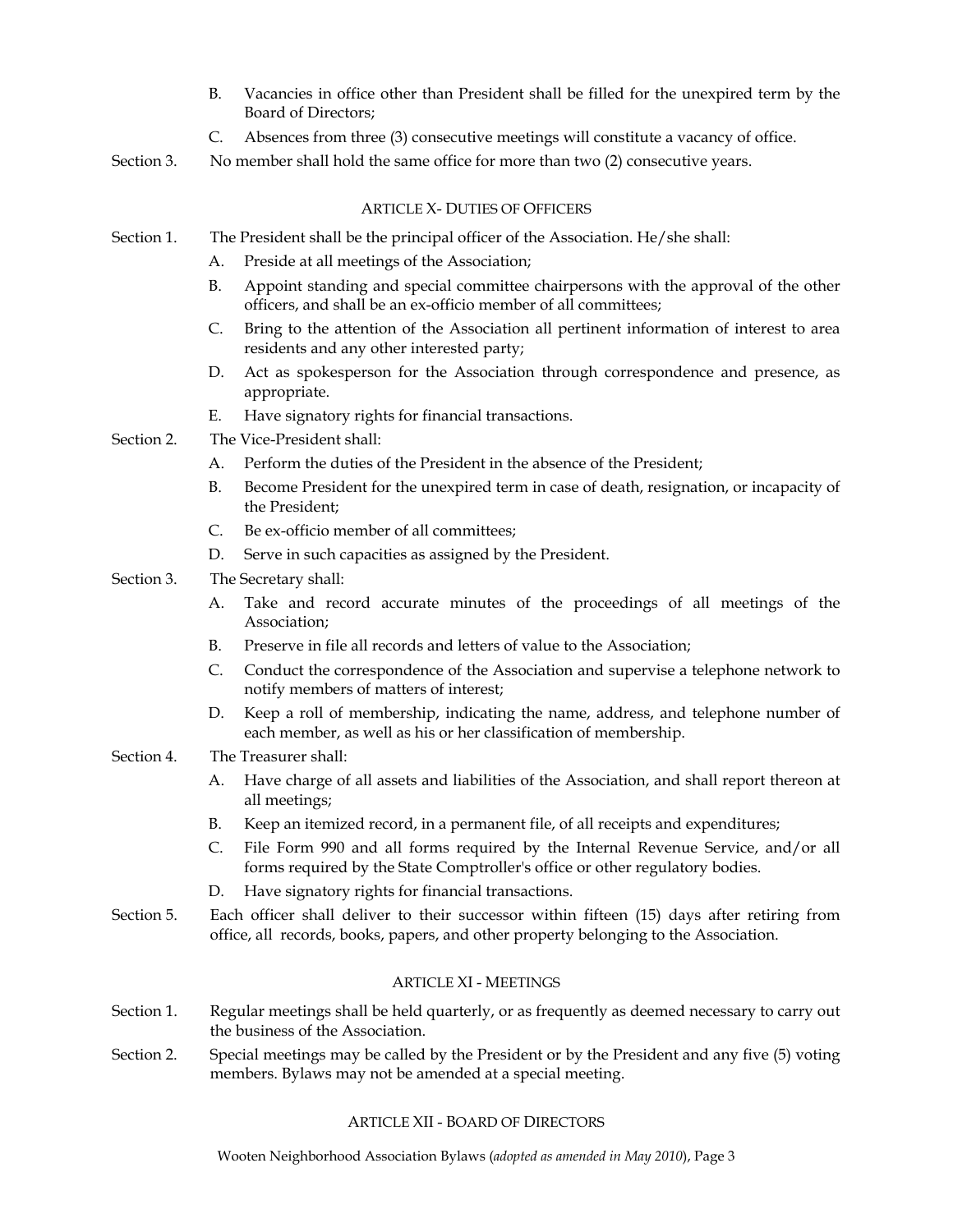B. Vacancies in office other than President shall be filled for the unexpired term by the Board of Directors;

C. Absences from three (3) consecutive meetings will constitute a vacancy of office.

Section 3. No member shall hold the same office for more than two (2) consecutive years.

## ARTICLE X- DUTIES OF OFFICERS

Section 1. The President shall be the principal officer of the Association. He/she shall:

A. Preside at all meetings of the Association;

B. Appoint standing and special committee chairpersons with the approval of the other officers, and shall be an ex-officio member of all committees;

C. Bring to the attention of the Association all pertinent information of interest to area residents and any other interested party;

D. Act as spokesperson for the Association through correspondence and presence, as appropriate.

E. Have signatory rights for financial transactions.

Section 2. The Vice-President shall:

A. Perform the duties of the President in the absence of the President;

B. Become President for the unexpired term in case of death, resignation, or incapacity of the President;

C. Be ex-officio member of all committees;

D. Serve in such capacities as assigned by the President.

Section 3. The Secretary shall:

A. Take and record accurate minutes of the proceedings of all meetings of the Association;

B. Preserve in file all records and letters of value to the Association;

C. Conduct the correspondence of the Association and supervise a telephone network to notify members of matters of interest;

D. Keep a roll of membership, indicating the name, address, and telephone number of each member, as well as his or her classification of membership.

Section 4. The Treasurer shall:

A. Have charge of all assets and liabilities of the Association, and shall report thereon at all meetings;

B. Keep an itemized record, in a permanent file, of all receipts and expenditures;

C. File Form 990 and all forms required by the Internal Revenue Service, and/or all forms required by the State Comptroller's office or other regulatory bodies.

D. Have signatory rights for financial transactions.

Section 5. Each officer shall deliver to their successor within fifteen (15) days after retiring from office, all records, books, papers, and other property belonging to the Association.

## ARTICLE XI - MEETINGS

Section 1. Regular meetings shall be held quarterly, or as frequently as deemed necessary to carry out the business of the Association.

Section 2. Special meetings may be called by the President or by the President and any five (5) voting members. Bylaws may not be amended at a special meeting.

## ARTICLE XII - BOARD OF DIRECTORS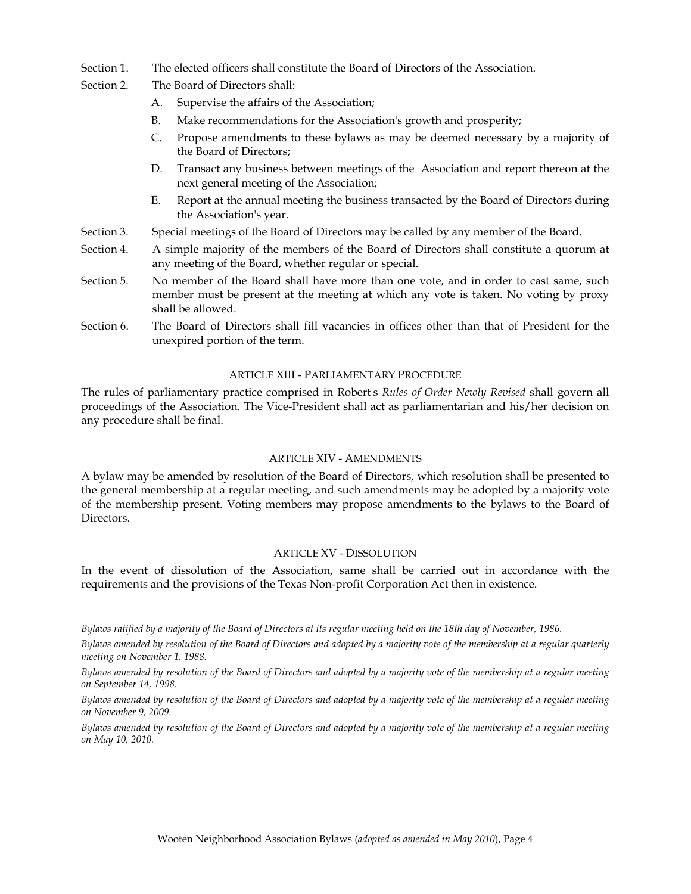Section 1. The elected officers shall constitute the Board of Directors of the Association.

Section 2. The Board of Directors shall:

A. Supervise the affairs of the Association;

B. Make recommendations for the Association's growth and prosperity;

C. Propose amendments to these bylaws as may be deemed necessary by a majority of the Board of Directors;

D. Transact any business between meetings of the Association and report thereon at the next general meeting of the Association;

E. Report at the annual meeting the business transacted by the Board of Directors during the Association's year.

Section 3. Special meetings of the Board of Directors may be called by any member of the Board.

Section 4. A simple majority of the members of the Board of Directors shall constitute a quorum at any meeting of the Board, whether regular or special.

Section 5. No member of the Board shall have more than one vote, and in order to cast same, such member must be present at the meeting at which any vote is taken. No voting by proxy shall be allowed.

Section 6. The Board of Directors shall fill vacancies in offices other than that of President for the unexpired portion of the term.

## ARTICLE XIII - PARLIAMENTARY PROCEDURE

The rules of parliamentary practice comprised in Robert's *Rules of Order Newly Revised* shall govern all proceedings of the Association. The Vice-President shall act as parliamentarian and his/her decision on any procedure shall be final.

## ARTICLE XIV - AMENDMENTS

A bylaw may be amended by resolution of the Board of Directors, which resolution shall be presented to the general membership at a regular meeting, and such amendments may be adopted by a majority vote of the membership present. Voting members may propose amendments to the bylaws to the Board of Directors.

## ARTICLE XV - DISSOLUTION

In the event of dissolution of the Association, same shall be carried out in accordance with the requirements and the provisions of the Texas Non-profit Corporation Act then in existence.

*Bylaws ratified by a majority of the Board of Directors at its regular meeting held on the 18th day of November, 1986.*

*Bylaws amended by resolution of the Board of Directors and adopted by a majority vote of the membership at a regular quarterly meeting on November 1, 1988.*

*Bylaws amended by resolution of the Board of Directors and adopted by a majority vote of the membership at a regular meeting on September 14, 1998.*

*Bylaws amended by resolution of the Board of Directors and adopted by a majority vote of the membership at a regular meeting on November 9, 2009.*

*Bylaws amended by resolution of the Board of Directors and adopted by a majority vote of the membership at a regular meeting on May 10, 2010.*